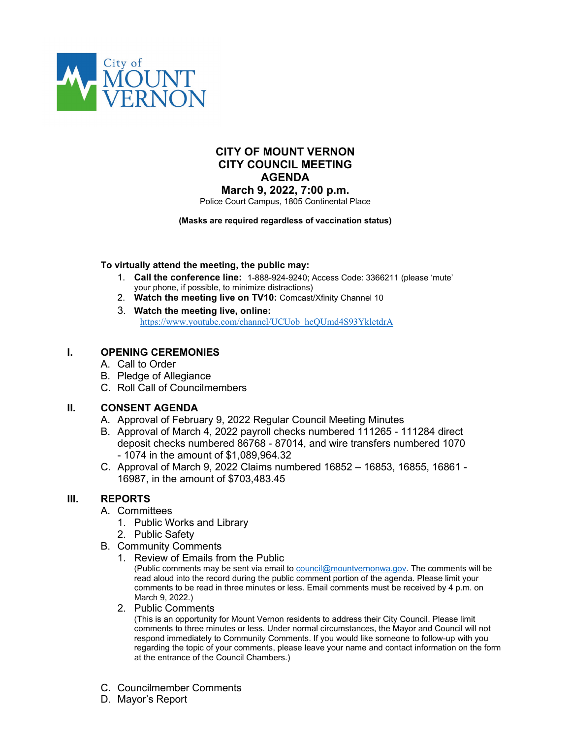City of MOUNT VERNON

# CITY OF MOUNT VERNON
# CITY COUNCIL MEETING
# AGENDA
## March 9, 2022, 7:00 p.m.

Police Court Campus, 1805 Continental Place

**(Masks are required regardless of vaccination status)**

**To virtually attend the meeting, the public may:**

1. **Call the conference line:** 1-888-924-9240; Access Code: 3366211 (please 'mute' your phone, if possible, to minimize distractions)
2. **Watch the meeting live on TV10:** Comcast/Xfinity Channel 10
3. **Watch the meeting live, online:** https://www.youtube.com/channel/UCUob_hcQUmd4S93YkletdrA

## I. OPENING CEREMONIES

A. Call to Order
B. Pledge of Allegiance
C. Roll Call of Councilmembers

## II. CONSENT AGENDA

A. Approval of February 9, 2022 Regular Council Meeting Minutes
B. Approval of March 4, 2022 payroll checks numbered 111265 - 111284 direct deposit checks numbered 86768 - 87014, and wire transfers numbered 1070 - 1074 in the amount of $1,089,964.32
C. Approval of March 9, 2022 Claims numbered 16852 – 16853, 16855, 16861 - 16987, in the amount of $703,483.45

## III. REPORTS

A. Committees
   1. Public Works and Library
   2. Public Safety
B. Community Comments
   1. Review of Emails from the Public
      (Public comments may be sent via email to council@mountvernonwa.gov. The comments will be read aloud into the record during the public comment portion of the agenda. Please limit your comments to be read in three minutes or less. Email comments must be received by 4 p.m. on March 9, 2022.)
   2. Public Comments
      (This is an opportunity for Mount Vernon residents to address their City Council. Please limit comments to three minutes or less. Under normal circumstances, the Mayor and Council will not respond immediately to Community Comments. If you would like someone to follow-up with you regarding the topic of your comments, please leave your name and contact information on the form at the entrance of the Council Chambers.)
C. Councilmember Comments
D. Mayor's Report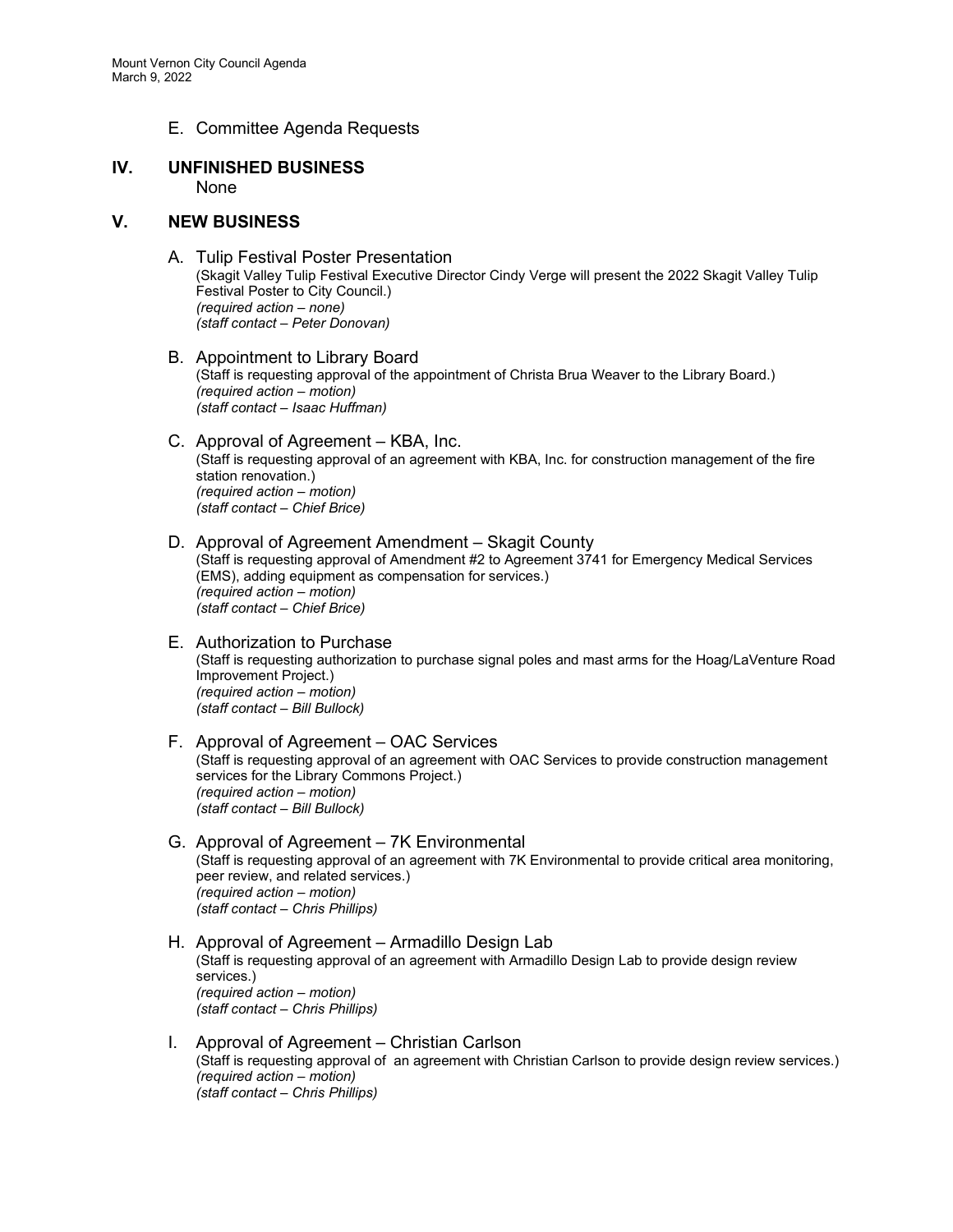E. Committee Agenda Requests

## IV. UNFINISHED BUSINESS

None

## V. NEW BUSINESS

A. Tulip Festival Poster Presentation
(Skagit Valley Tulip Festival Executive Director Cindy Verge will present the 2022 Skagit Valley Tulip Festival Poster to City Council.)
*(required action – none)*
*(staff contact – Peter Donovan)*

B. Appointment to Library Board
(Staff is requesting approval of the appointment of Christa Brua Weaver to the Library Board.)
*(required action – motion)*
*(staff contact – Isaac Huffman)*

C. Approval of Agreement – KBA, Inc.
(Staff is requesting approval of an agreement with KBA, Inc. for construction management of the fire station renovation.)
*(required action – motion)*
*(staff contact – Chief Brice)*

D. Approval of Agreement Amendment – Skagit County
(Staff is requesting approval of Amendment #2 to Agreement 3741 for Emergency Medical Services (EMS), adding equipment as compensation for services.)
*(required action – motion)*
*(staff contact – Chief Brice)*

E. Authorization to Purchase
(Staff is requesting authorization to purchase signal poles and mast arms for the Hoag/LaVenture Road Improvement Project.)
*(required action – motion)*
*(staff contact – Bill Bullock)*

F. Approval of Agreement – OAC Services
(Staff is requesting approval of an agreement with OAC Services to provide construction management services for the Library Commons Project.)
*(required action – motion)*
*(staff contact – Bill Bullock)*

G. Approval of Agreement – 7K Environmental
(Staff is requesting approval of an agreement with 7K Environmental to provide critical area monitoring, peer review, and related services.)
*(required action – motion)*
*(staff contact – Chris Phillips)*

H. Approval of Agreement – Armadillo Design Lab
(Staff is requesting approval of an agreement with Armadillo Design Lab to provide design review services.)
*(required action – motion)*
*(staff contact – Chris Phillips)*

I. Approval of Agreement – Christian Carlson
(Staff is requesting approval of an agreement with Christian Carlson to provide design review services.)
*(required action – motion)*
*(staff contact – Chris Phillips)*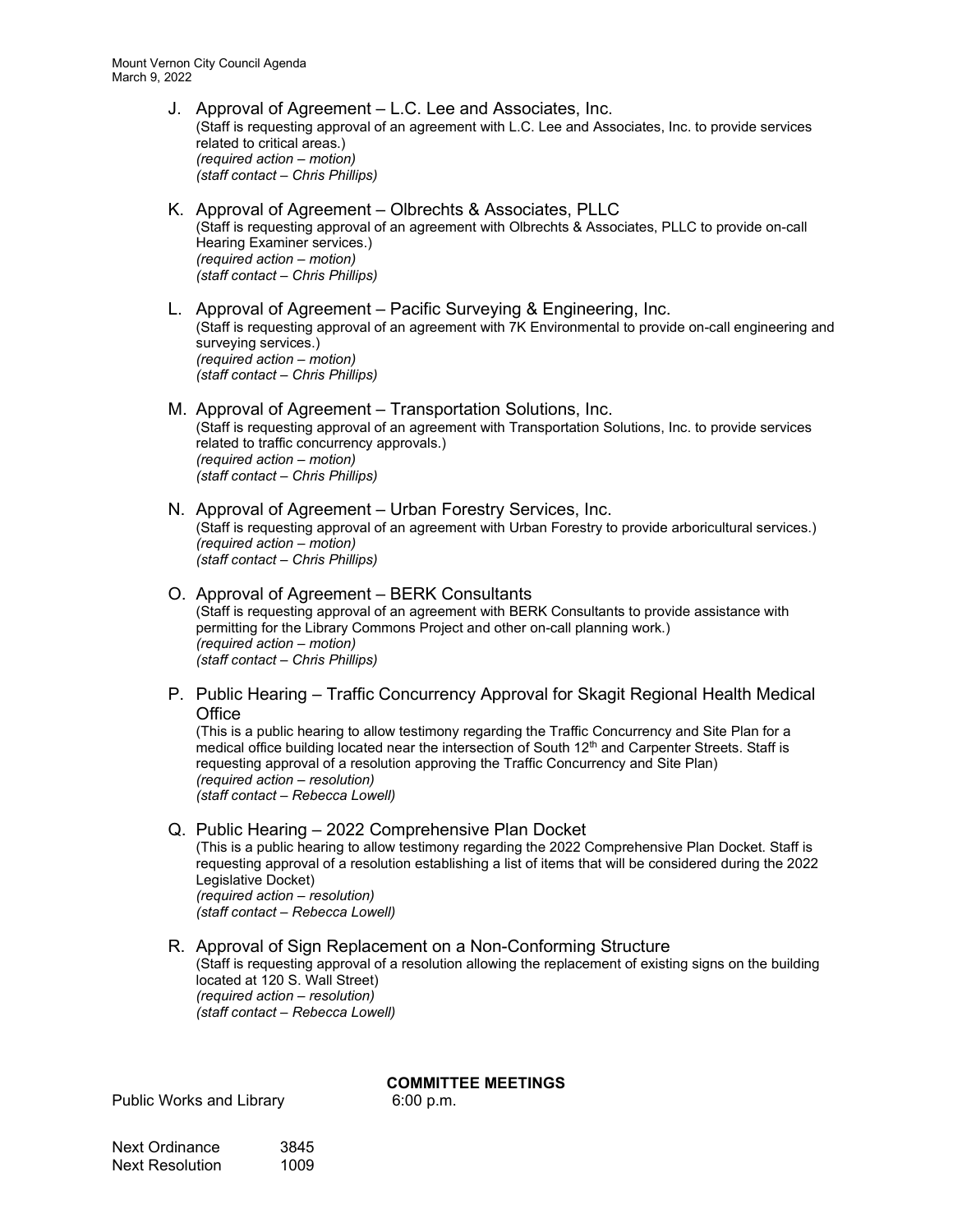J. Approval of Agreement – L.C. Lee and Associates, Inc.
(Staff is requesting approval of an agreement with L.C. Lee and Associates, Inc. to provide services related to critical areas.)
*(required action – motion)*
*(staff contact – Chris Phillips)*

K. Approval of Agreement – Olbrechts & Associates, PLLC
(Staff is requesting approval of an agreement with Olbrechts & Associates, PLLC to provide on-call Hearing Examiner services.)
*(required action – motion)*
*(staff contact – Chris Phillips)*

L. Approval of Agreement – Pacific Surveying & Engineering, Inc.
(Staff is requesting approval of an agreement with 7K Environmental to provide on-call engineering and surveying services.)
*(required action – motion)*
*(staff contact – Chris Phillips)*

M. Approval of Agreement – Transportation Solutions, Inc.
(Staff is requesting approval of an agreement with Transportation Solutions, Inc. to provide services related to traffic concurrency approvals.)
*(required action – motion)*
*(staff contact – Chris Phillips)*

N. Approval of Agreement – Urban Forestry Services, Inc.
(Staff is requesting approval of an agreement with Urban Forestry to provide arboricultural services.)
*(required action – motion)*
*(staff contact – Chris Phillips)*

O. Approval of Agreement – BERK Consultants
(Staff is requesting approval of an agreement with BERK Consultants to provide assistance with permitting for the Library Commons Project and other on-call planning work.)
*(required action – motion)*
*(staff contact – Chris Phillips)*

P. Public Hearing – Traffic Concurrency Approval for Skagit Regional Health Medical Office
(This is a public hearing to allow testimony regarding the Traffic Concurrency and Site Plan for a medical office building located near the intersection of South 12th and Carpenter Streets. Staff is requesting approval of a resolution approving the Traffic Concurrency and Site Plan)
*(required action – resolution)*
*(staff contact – Rebecca Lowell)*

Q. Public Hearing – 2022 Comprehensive Plan Docket
(This is a public hearing to allow testimony regarding the 2022 Comprehensive Plan Docket. Staff is requesting approval of a resolution establishing a list of items that will be considered during the 2022 Legislative Docket)
*(required action – resolution)*
*(staff contact – Rebecca Lowell)*

R. Approval of Sign Replacement on a Non-Conforming Structure
(Staff is requesting approval of a resolution allowing the replacement of existing signs on the building located at 120 S. Wall Street)
*(required action – resolution)*
*(staff contact – Rebecca Lowell)*

**COMMITTEE MEETINGS**

Public Works and Library 6:00 p.m.

Next Ordinance 3845
Next Resolution 1009